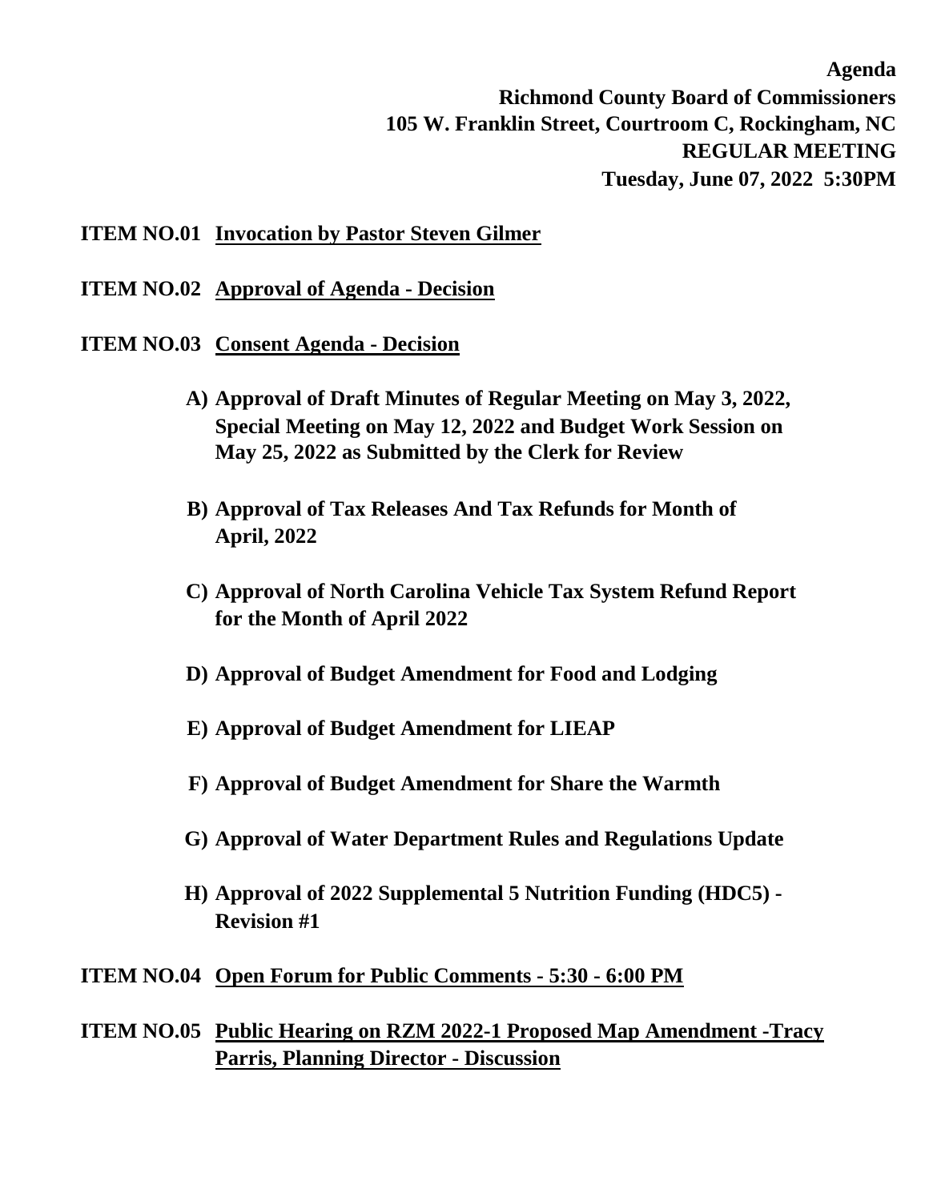**Agenda**
**Richmond County Board of Commissioners**
**105 W. Franklin Street, Courtroom C, Rockingham, NC**
**REGULAR MEETING**
**Tuesday, June 07, 2022 5:30PM**

**ITEM NO.01** **Invocation by Pastor Steven Gilmer**

**ITEM NO.02** **Approval of Agenda - Decision**

**ITEM NO.03** **Consent Agenda - Decision**

- **A) Approval of Draft Minutes of Regular Meeting on May 3, 2022, Special Meeting on May 12, 2022 and Budget Work Session on May 25, 2022 as Submitted by the Clerk for Review**
- **B) Approval of Tax Releases And Tax Refunds for Month of April, 2022**
- **C) Approval of North Carolina Vehicle Tax System Refund Report for the Month of April 2022**
- **D) Approval of Budget Amendment for Food and Lodging**
- **E) Approval of Budget Amendment for LIEAP**
- **F) Approval of Budget Amendment for Share the Warmth**
- **G) Approval of Water Department Rules and Regulations Update**
- **H) Approval of 2022 Supplemental 5 Nutrition Funding (HDC5) - Revision #1**

**ITEM NO.04** **Open Forum for Public Comments - 5:30 - 6:00 PM**

**ITEM NO.05** **Public Hearing on RZM 2022-1 Proposed Map Amendment -Tracy Parris, Planning Director - Discussion**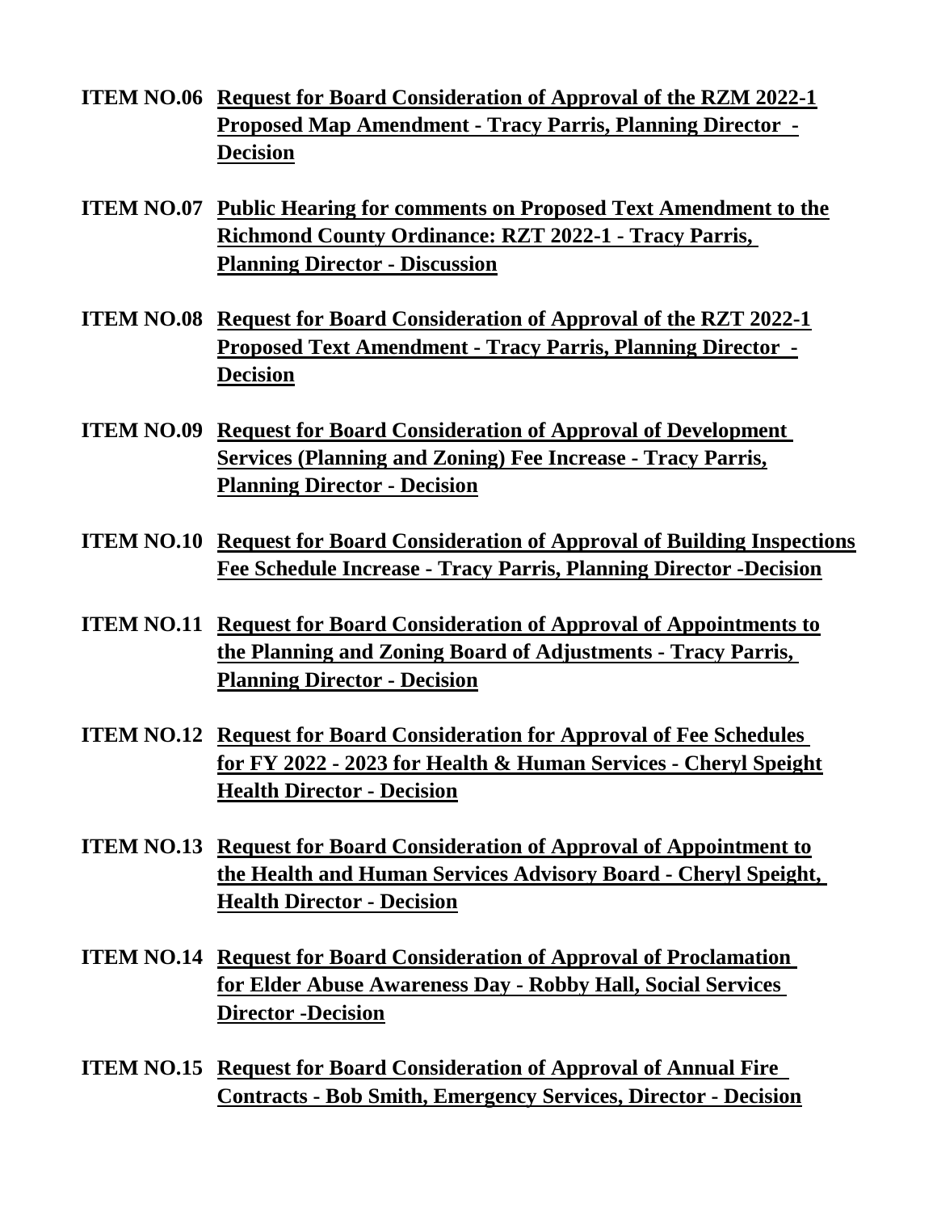**ITEM NO.06** **Request for Board Consideration of Approval of the RZM 2022-1 Proposed Map Amendment - Tracy Parris, Planning Director - Decision**

**ITEM NO.07** **Public Hearing for comments on Proposed Text Amendment to the Richmond County Ordinance: RZT 2022-1 - Tracy Parris, Planning Director - Discussion**

**ITEM NO.08** **Request for Board Consideration of Approval of the RZT 2022-1 Proposed Text Amendment - Tracy Parris, Planning Director - Decision**

**ITEM NO.09** **Request for Board Consideration of Approval of Development Services (Planning and Zoning) Fee Increase - Tracy Parris, Planning Director - Decision**

**ITEM NO.10** **Request for Board Consideration of Approval of Building Inspections Fee Schedule Increase - Tracy Parris, Planning Director -Decision**

**ITEM NO.11** **Request for Board Consideration of Approval of Appointments to the Planning and Zoning Board of Adjustments - Tracy Parris, Planning Director - Decision**

**ITEM NO.12** **Request for Board Consideration for Approval of Fee Schedules for FY 2022 - 2023 for Health & Human Services - Cheryl Speight Health Director - Decision**

**ITEM NO.13** **Request for Board Consideration of Approval of Appointment to the Health and Human Services Advisory Board - Cheryl Speight, Health Director - Decision**

**ITEM NO.14** **Request for Board Consideration of Approval of Proclamation for Elder Abuse Awareness Day - Robby Hall, Social Services Director -Decision**

**ITEM NO.15** **Request for Board Consideration of Approval of Annual Fire Contracts - Bob Smith, Emergency Services, Director - Decision**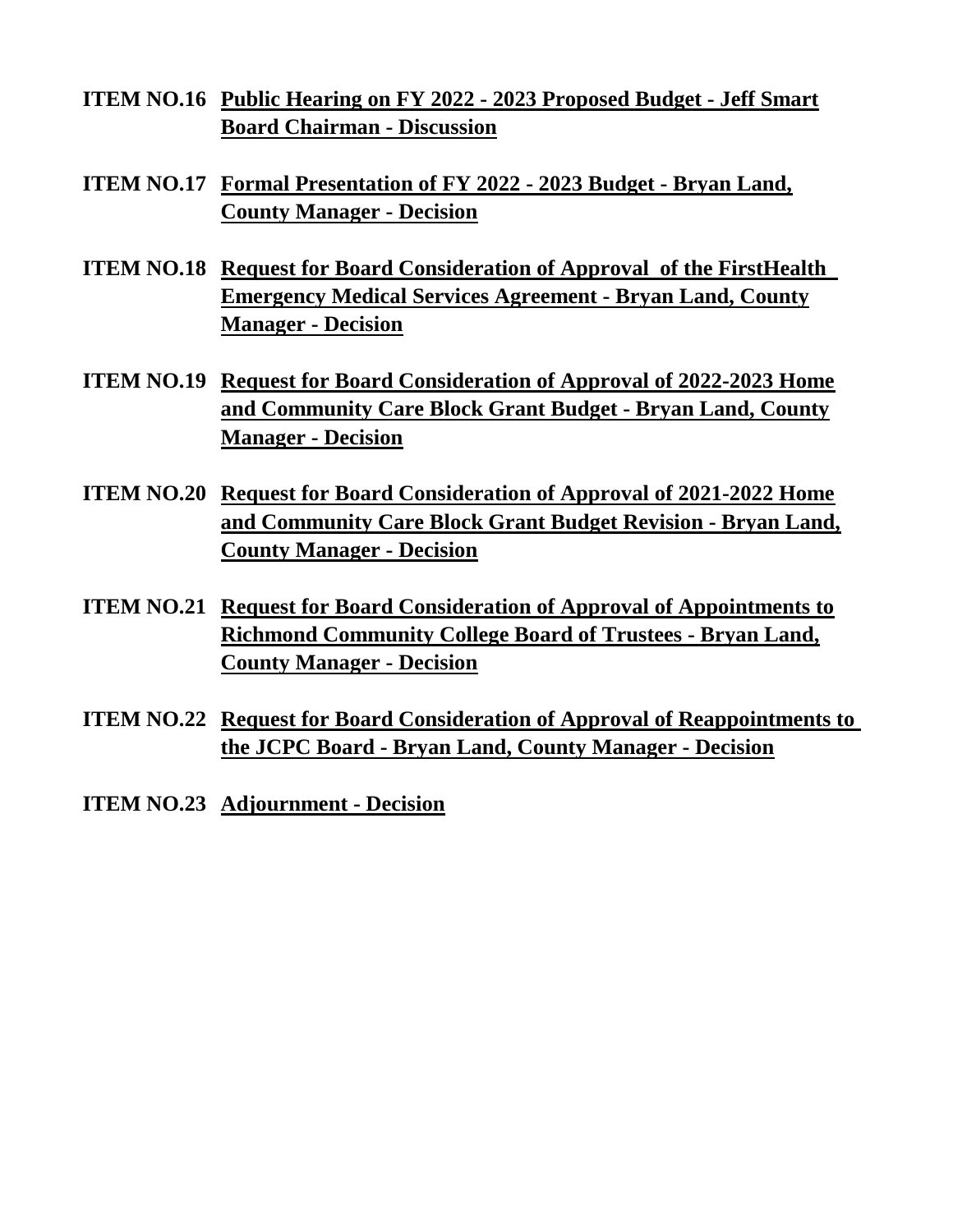**ITEM NO.16** **Public Hearing on FY 2022 - 2023 Proposed Budget - Jeff Smart Board Chairman - Discussion**

**ITEM NO.17** **Formal Presentation of FY 2022 - 2023 Budget - Bryan Land, County Manager - Decision**

**ITEM NO.18** **Request for Board Consideration of Approval of the FirstHealth Emergency Medical Services Agreement - Bryan Land, County Manager - Decision**

**ITEM NO.19** **Request for Board Consideration of Approval of 2022-2023 Home and Community Care Block Grant Budget - Bryan Land, County Manager - Decision**

**ITEM NO.20** **Request for Board Consideration of Approval of 2021-2022 Home and Community Care Block Grant Budget Revision - Bryan Land, County Manager - Decision**

**ITEM NO.21** **Request for Board Consideration of Approval of Appointments to Richmond Community College Board of Trustees - Bryan Land, County Manager - Decision**

**ITEM NO.22** **Request for Board Consideration of Approval of Reappointments to the JCPC Board - Bryan Land, County Manager - Decision**

**ITEM NO.23** **Adjournment - Decision**